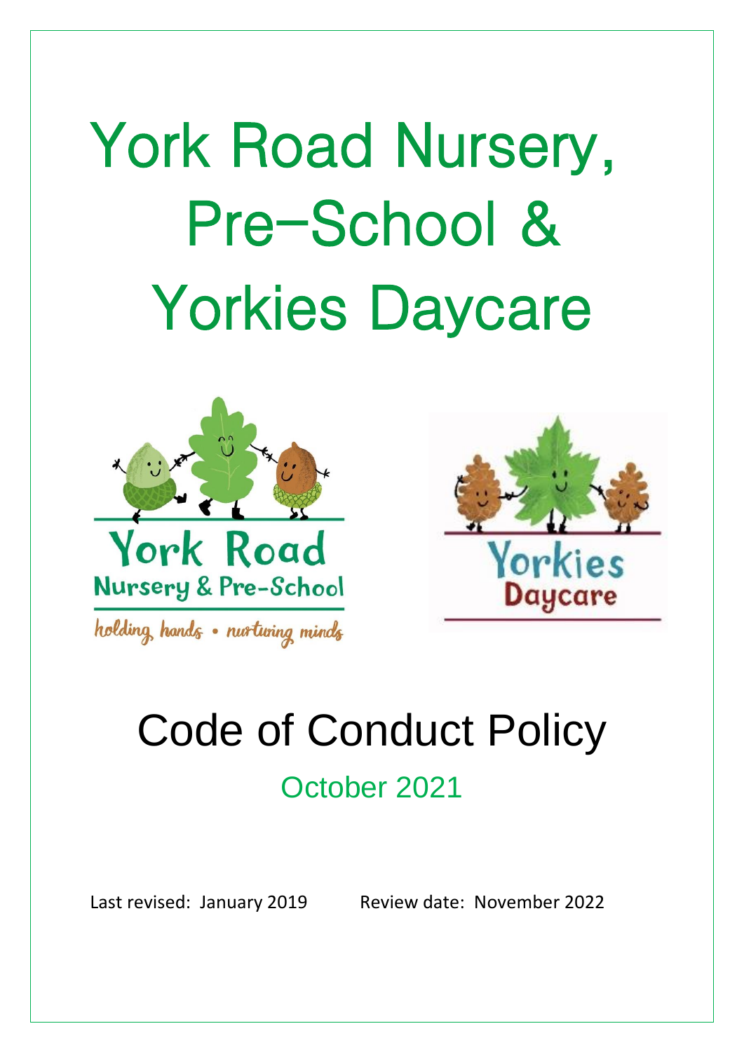# York Road Nursery, Pre-School & Yorkies Daycare

York Road Nursery & Pre-School

*holding hands • nurturing minds*

Yorkies Daycare

## Code of Conduct Policy

October 2021

Last revised: January 2019 Review date: November 2022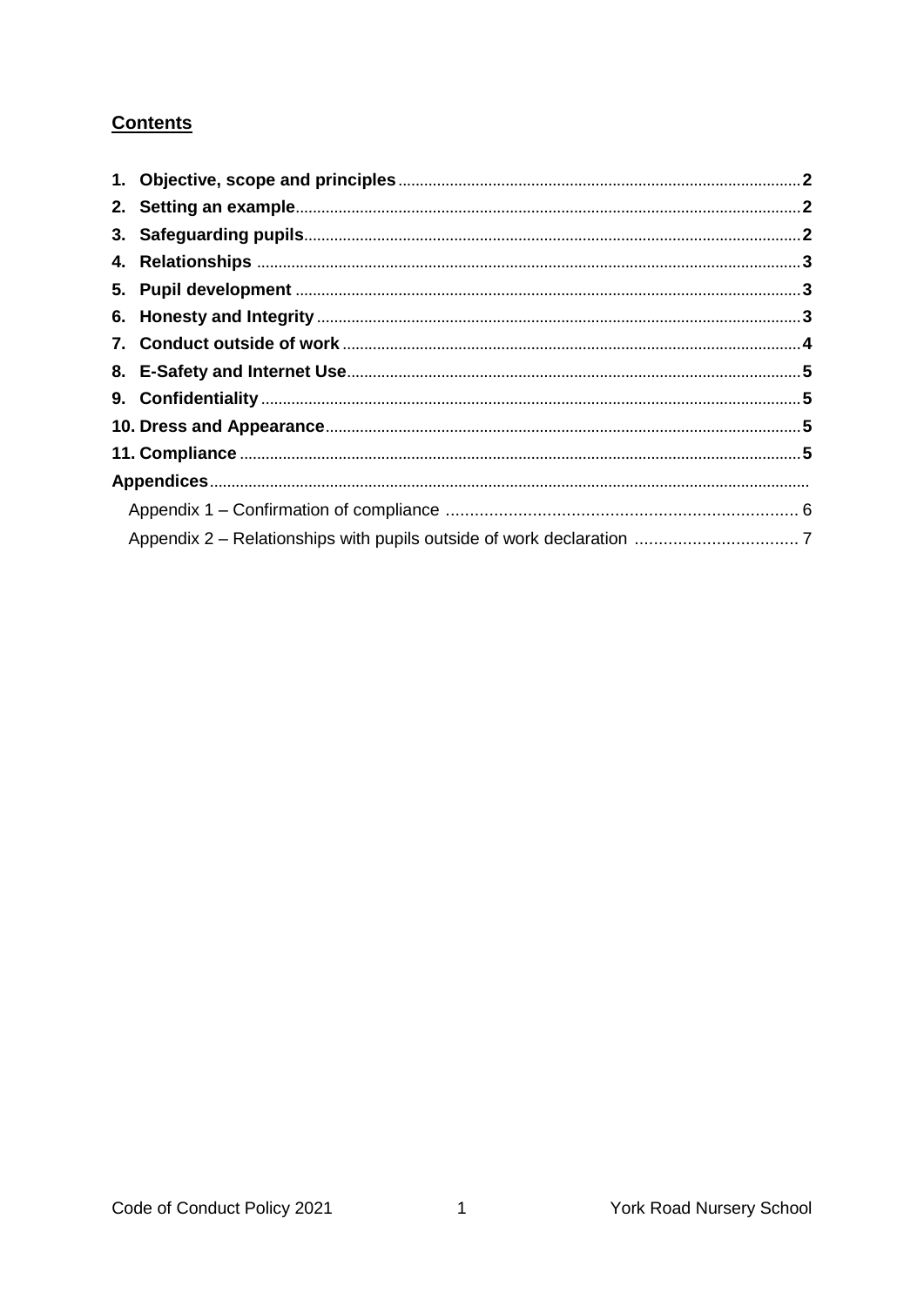## Contents

1. **Objective, scope and principles** .......... 2
2. **Setting an example** .......... 2
3. **Safeguarding pupils** .......... 2
4. **Relationships** .......... 3
5. **Pupil development** .......... 3
6. **Honesty and Integrity** .......... 3
7. **Conduct outside of work** .......... 4
8. **E-Safety and Internet Use** .......... 5
9. **Confidentiality** .......... 5
10. **Dress and Appearance** .......... 5
11. **Compliance** .......... 5

**Appendices** ..........

- Appendix 1 – Confirmation of compliance .......... 6
- Appendix 2 – Relationships with pupils outside of work declaration .......... 7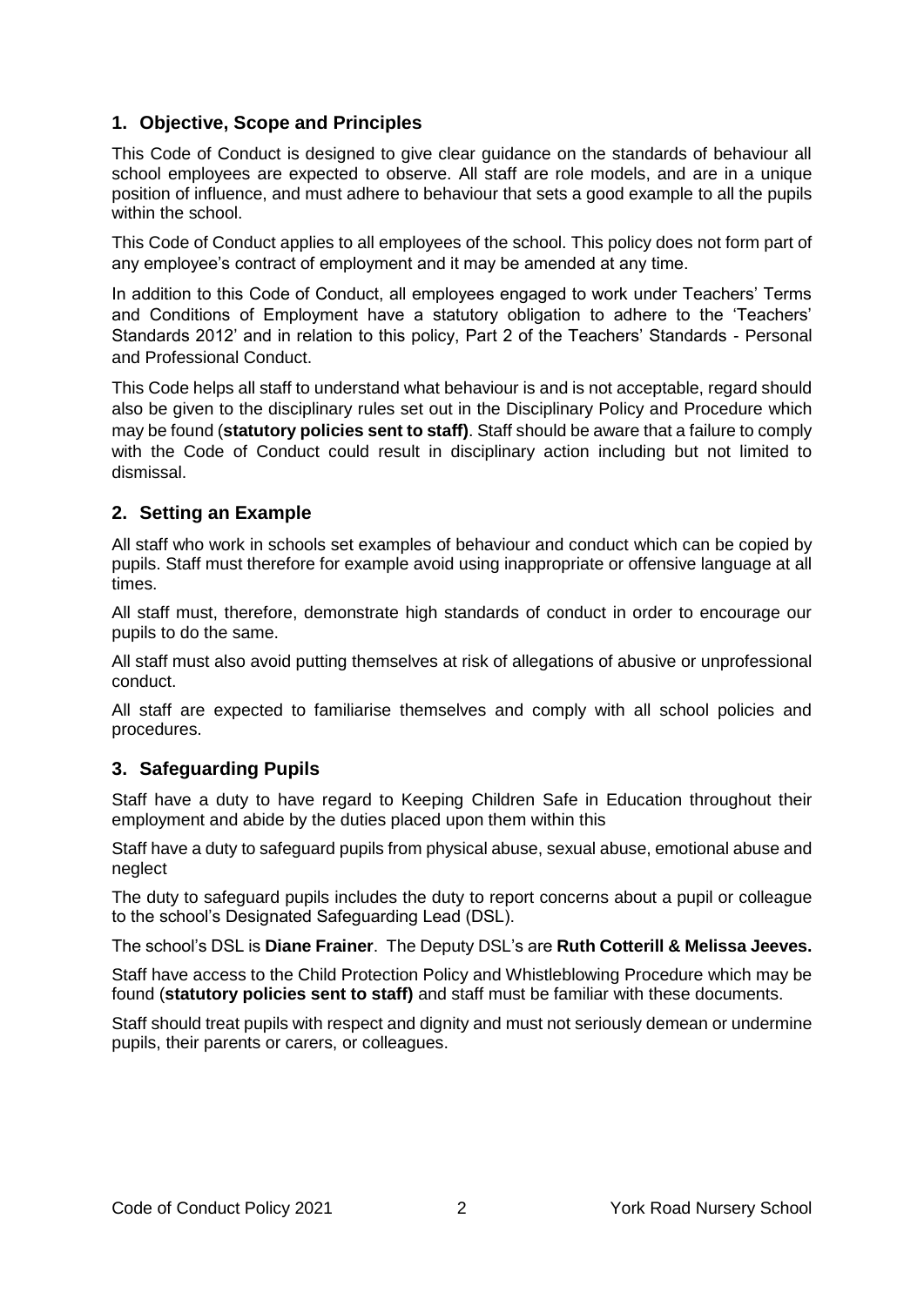## 1. Objective, Scope and Principles

This Code of Conduct is designed to give clear guidance on the standards of behaviour all school employees are expected to observe. All staff are role models, and are in a unique position of influence, and must adhere to behaviour that sets a good example to all the pupils within the school.

This Code of Conduct applies to all employees of the school. This policy does not form part of any employee's contract of employment and it may be amended at any time.

In addition to this Code of Conduct, all employees engaged to work under Teachers' Terms and Conditions of Employment have a statutory obligation to adhere to the 'Teachers' Standards 2012' and in relation to this policy, Part 2 of the Teachers' Standards - Personal and Professional Conduct.

This Code helps all staff to understand what behaviour is and is not acceptable, regard should also be given to the disciplinary rules set out in the Disciplinary Policy and Procedure which may be found (**statutory policies sent to staff)**. Staff should be aware that a failure to comply with the Code of Conduct could result in disciplinary action including but not limited to dismissal.

## 2. Setting an Example

All staff who work in schools set examples of behaviour and conduct which can be copied by pupils. Staff must therefore for example avoid using inappropriate or offensive language at all times.

All staff must, therefore, demonstrate high standards of conduct in order to encourage our pupils to do the same.

All staff must also avoid putting themselves at risk of allegations of abusive or unprofessional conduct.

All staff are expected to familiarise themselves and comply with all school policies and procedures.

## 3. Safeguarding Pupils

Staff have a duty to have regard to Keeping Children Safe in Education throughout their employment and abide by the duties placed upon them within this

Staff have a duty to safeguard pupils from physical abuse, sexual abuse, emotional abuse and neglect

The duty to safeguard pupils includes the duty to report concerns about a pupil or colleague to the school's Designated Safeguarding Lead (DSL).

The school's DSL is **Diane Frainer**. The Deputy DSL's are **Ruth Cotterill & Melissa Jeeves.**

Staff have access to the Child Protection Policy and Whistleblowing Procedure which may be found (**statutory policies sent to staff)** and staff must be familiar with these documents.

Staff should treat pupils with respect and dignity and must not seriously demean or undermine pupils, their parents or carers, or colleagues.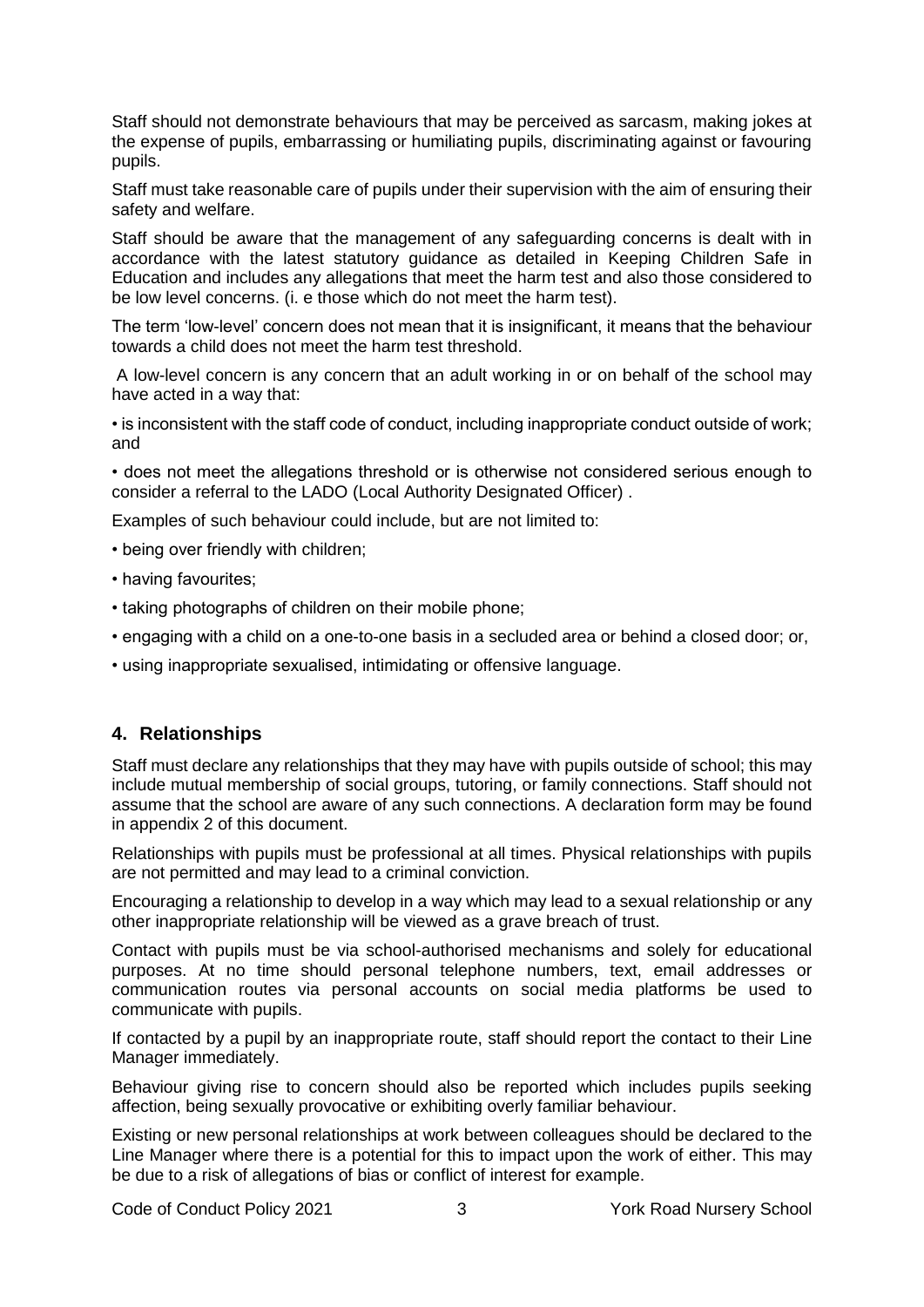Staff should not demonstrate behaviours that may be perceived as sarcasm, making jokes at the expense of pupils, embarrassing or humiliating pupils, discriminating against or favouring pupils.

Staff must take reasonable care of pupils under their supervision with the aim of ensuring their safety and welfare.

Staff should be aware that the management of any safeguarding concerns is dealt with in accordance with the latest statutory guidance as detailed in Keeping Children Safe in Education and includes any allegations that meet the harm test and also those considered to be low level concerns. (i. e those which do not meet the harm test).

The term 'low-level' concern does not mean that it is insignificant, it means that the behaviour towards a child does not meet the harm test threshold.

A low-level concern is any concern that an adult working in or on behalf of the school may have acted in a way that:

- is inconsistent with the staff code of conduct, including inappropriate conduct outside of work; and
- does not meet the allegations threshold or is otherwise not considered serious enough to consider a referral to the LADO (Local Authority Designated Officer) .

Examples of such behaviour could include, but are not limited to:

- being over friendly with children;
- having favourites;
- taking photographs of children on their mobile phone;
- engaging with a child on a one-to-one basis in a secluded area or behind a closed door; or,
- using inappropriate sexualised, intimidating or offensive language.

## 4. Relationships

Staff must declare any relationships that they may have with pupils outside of school; this may include mutual membership of social groups, tutoring, or family connections. Staff should not assume that the school are aware of any such connections. A declaration form may be found in appendix 2 of this document.

Relationships with pupils must be professional at all times. Physical relationships with pupils are not permitted and may lead to a criminal conviction.

Encouraging a relationship to develop in a way which may lead to a sexual relationship or any other inappropriate relationship will be viewed as a grave breach of trust.

Contact with pupils must be via school-authorised mechanisms and solely for educational purposes. At no time should personal telephone numbers, text, email addresses or communication routes via personal accounts on social media platforms be used to communicate with pupils.

If contacted by a pupil by an inappropriate route, staff should report the contact to their Line Manager immediately.

Behaviour giving rise to concern should also be reported which includes pupils seeking affection, being sexually provocative or exhibiting overly familiar behaviour.

Existing or new personal relationships at work between colleagues should be declared to the Line Manager where there is a potential for this to impact upon the work of either. This may be due to a risk of allegations of bias or conflict of interest for example.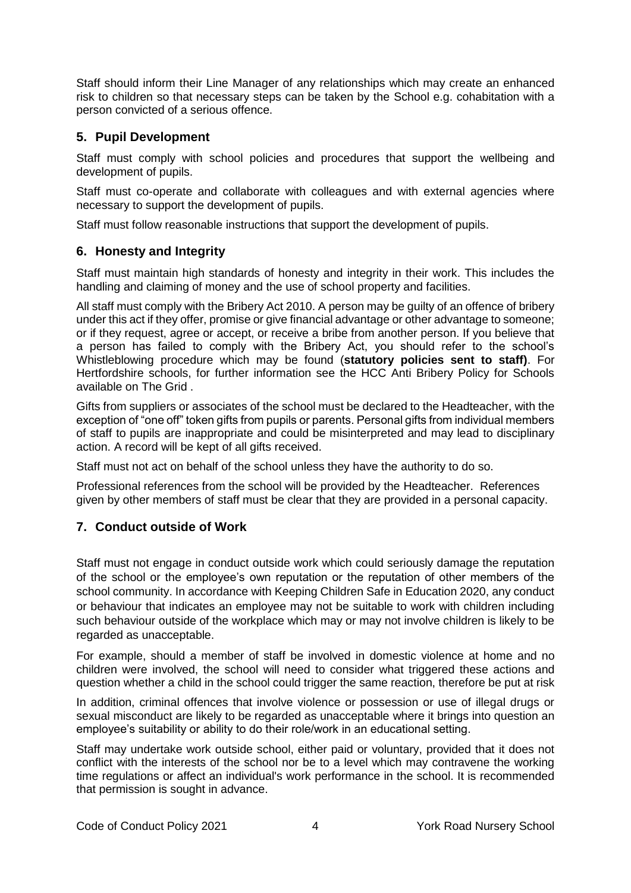Staff should inform their Line Manager of any relationships which may create an enhanced risk to children so that necessary steps can be taken by the School e.g. cohabitation with a person convicted of a serious offence.

## 5. Pupil Development

Staff must comply with school policies and procedures that support the wellbeing and development of pupils.

Staff must co-operate and collaborate with colleagues and with external agencies where necessary to support the development of pupils.

Staff must follow reasonable instructions that support the development of pupils.

## 6. Honesty and Integrity

Staff must maintain high standards of honesty and integrity in their work. This includes the handling and claiming of money and the use of school property and facilities.

All staff must comply with the Bribery Act 2010. A person may be guilty of an offence of bribery under this act if they offer, promise or give financial advantage or other advantage to someone; or if they request, agree or accept, or receive a bribe from another person. If you believe that a person has failed to comply with the Bribery Act, you should refer to the school's Whistleblowing procedure which may be found (**statutory policies sent to staff)**. For Hertfordshire schools, for further information see the HCC Anti Bribery Policy for Schools available on The Grid .

Gifts from suppliers or associates of the school must be declared to the Headteacher, with the exception of "one off" token gifts from pupils or parents. Personal gifts from individual members of staff to pupils are inappropriate and could be misinterpreted and may lead to disciplinary action. A record will be kept of all gifts received.

Staff must not act on behalf of the school unless they have the authority to do so.

Professional references from the school will be provided by the Headteacher. References given by other members of staff must be clear that they are provided in a personal capacity.

## 7. Conduct outside of Work

Staff must not engage in conduct outside work which could seriously damage the reputation of the school or the employee's own reputation or the reputation of other members of the school community. In accordance with Keeping Children Safe in Education 2020, any conduct or behaviour that indicates an employee may not be suitable to work with children including such behaviour outside of the workplace which may or may not involve children is likely to be regarded as unacceptable.

For example, should a member of staff be involved in domestic violence at home and no children were involved, the school will need to consider what triggered these actions and question whether a child in the school could trigger the same reaction, therefore be put at risk

In addition, criminal offences that involve violence or possession or use of illegal drugs or sexual misconduct are likely to be regarded as unacceptable where it brings into question an employee's suitability or ability to do their role/work in an educational setting.

Staff may undertake work outside school, either paid or voluntary, provided that it does not conflict with the interests of the school nor be to a level which may contravene the working time regulations or affect an individual's work performance in the school. It is recommended that permission is sought in advance.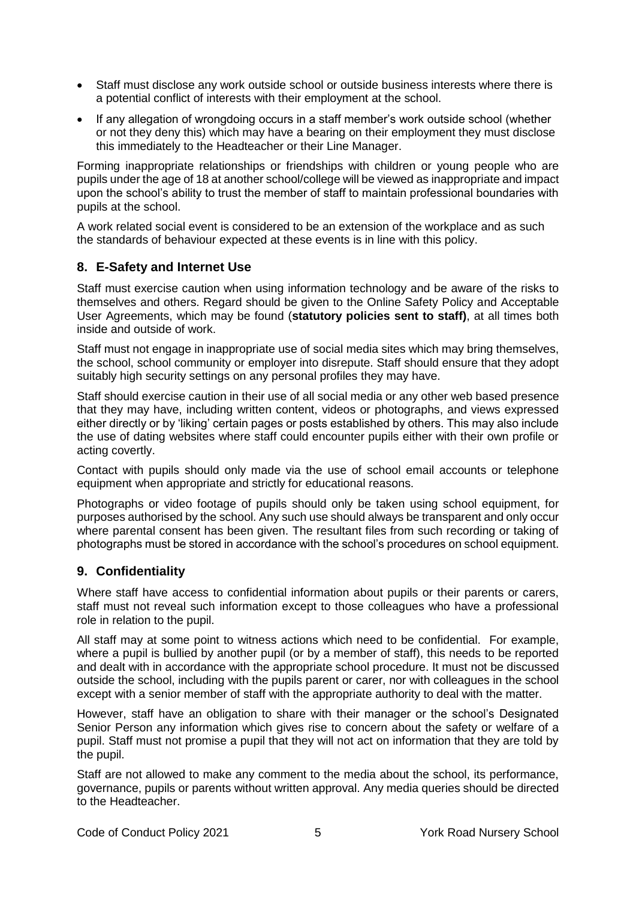- Staff must disclose any work outside school or outside business interests where there is a potential conflict of interests with their employment at the school.
- If any allegation of wrongdoing occurs in a staff member's work outside school (whether or not they deny this) which may have a bearing on their employment they must disclose this immediately to the Headteacher or their Line Manager.

Forming inappropriate relationships or friendships with children or young people who are pupils under the age of 18 at another school/college will be viewed as inappropriate and impact upon the school's ability to trust the member of staff to maintain professional boundaries with pupils at the school.

A work related social event is considered to be an extension of the workplace and as such the standards of behaviour expected at these events is in line with this policy.

## 8. E-Safety and Internet Use

Staff must exercise caution when using information technology and be aware of the risks to themselves and others. Regard should be given to the Online Safety Policy and Acceptable User Agreements, which may be found (**statutory policies sent to staff)**, at all times both inside and outside of work.

Staff must not engage in inappropriate use of social media sites which may bring themselves, the school, school community or employer into disrepute. Staff should ensure that they adopt suitably high security settings on any personal profiles they may have.

Staff should exercise caution in their use of all social media or any other web based presence that they may have, including written content, videos or photographs, and views expressed either directly or by 'liking' certain pages or posts established by others. This may also include the use of dating websites where staff could encounter pupils either with their own profile or acting covertly.

Contact with pupils should only made via the use of school email accounts or telephone equipment when appropriate and strictly for educational reasons.

Photographs or video footage of pupils should only be taken using school equipment, for purposes authorised by the school. Any such use should always be transparent and only occur where parental consent has been given. The resultant files from such recording or taking of photographs must be stored in accordance with the school's procedures on school equipment.

## 9. Confidentiality

Where staff have access to confidential information about pupils or their parents or carers, staff must not reveal such information except to those colleagues who have a professional role in relation to the pupil.

All staff may at some point to witness actions which need to be confidential. For example, where a pupil is bullied by another pupil (or by a member of staff), this needs to be reported and dealt with in accordance with the appropriate school procedure. It must not be discussed outside the school, including with the pupils parent or carer, nor with colleagues in the school except with a senior member of staff with the appropriate authority to deal with the matter.

However, staff have an obligation to share with their manager or the school's Designated Senior Person any information which gives rise to concern about the safety or welfare of a pupil. Staff must not promise a pupil that they will not act on information that they are told by the pupil.

Staff are not allowed to make any comment to the media about the school, its performance, governance, pupils or parents without written approval. Any media queries should be directed to the Headteacher.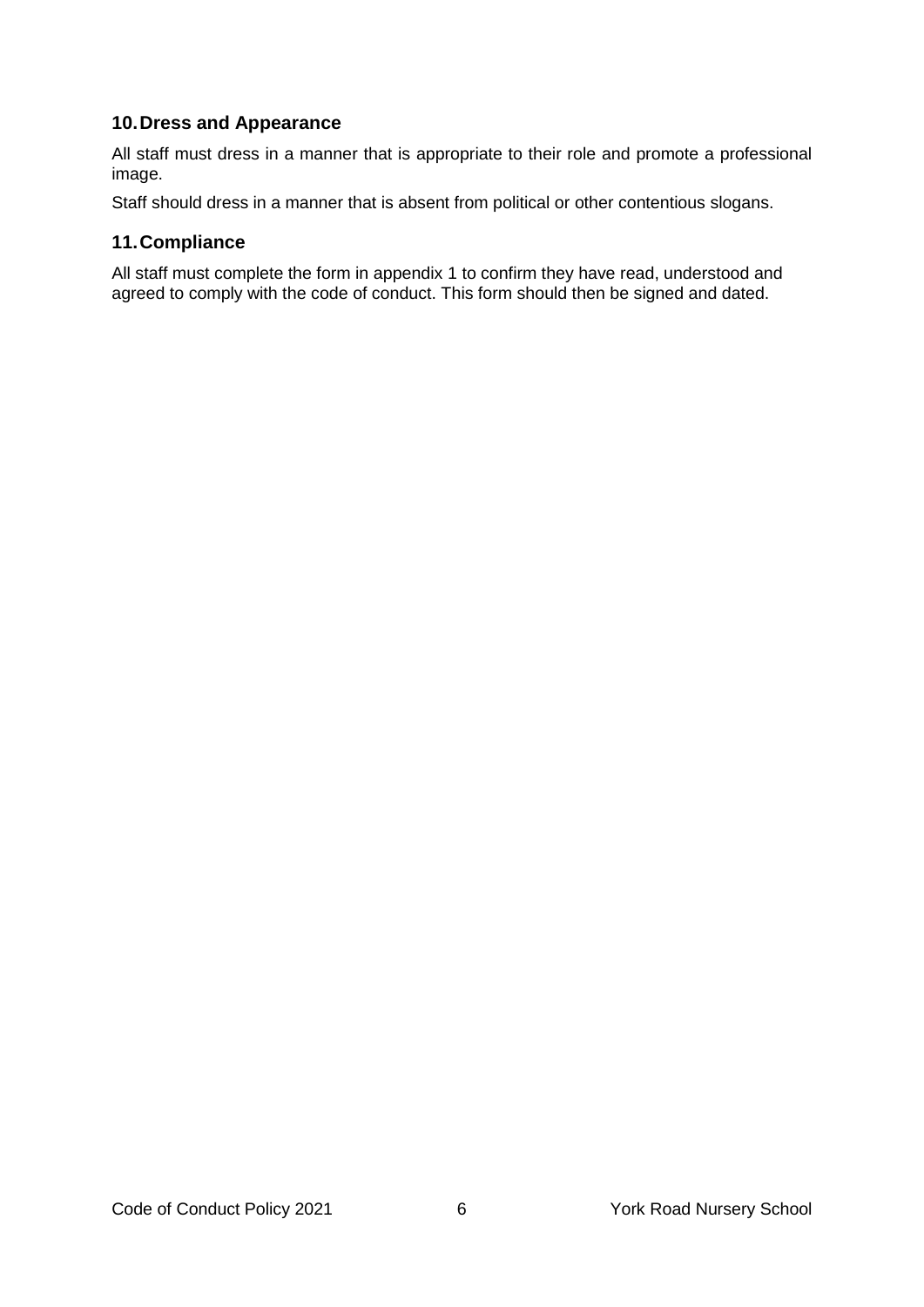## 10. Dress and Appearance

All staff must dress in a manner that is appropriate to their role and promote a professional image.

Staff should dress in a manner that is absent from political or other contentious slogans.

## 11. Compliance

All staff must complete the form in appendix 1 to confirm they have read, understood and agreed to comply with the code of conduct. This form should then be signed and dated.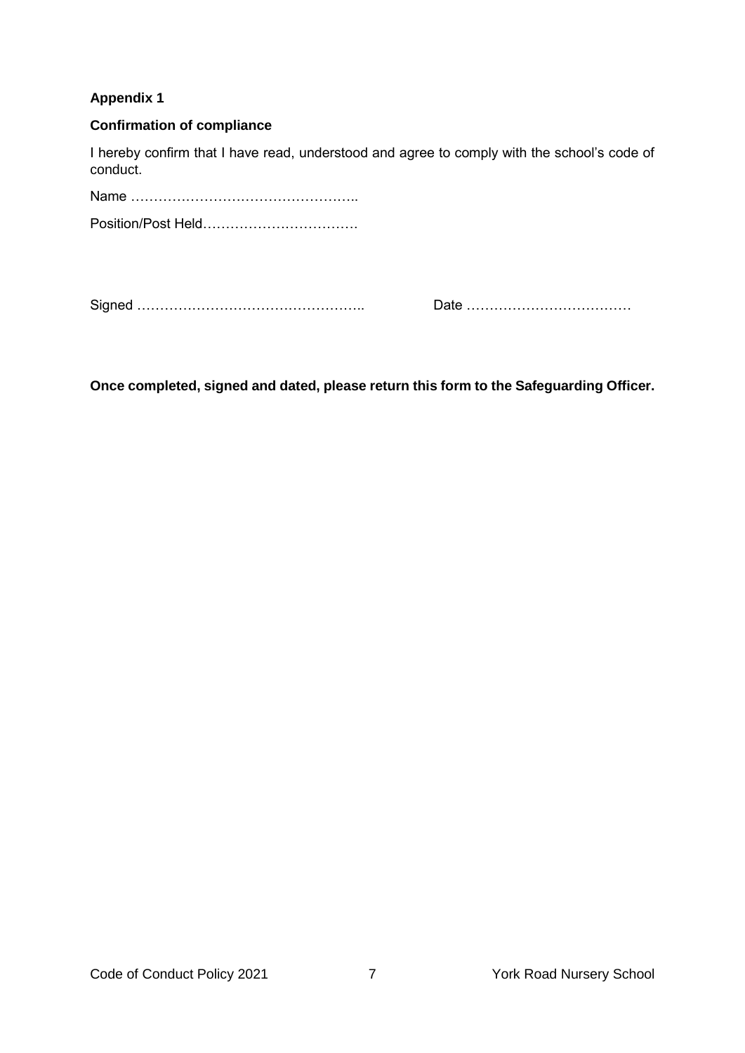**Appendix 1**

**Confirmation of compliance**

I hereby confirm that I have read, understood and agree to comply with the school's code of conduct.

Name …………………………………………..

Position/Post Held……………………………

Signed …………………………………………..                Date ………………………………

**Once completed, signed and dated, please return this form to the Safeguarding Officer.**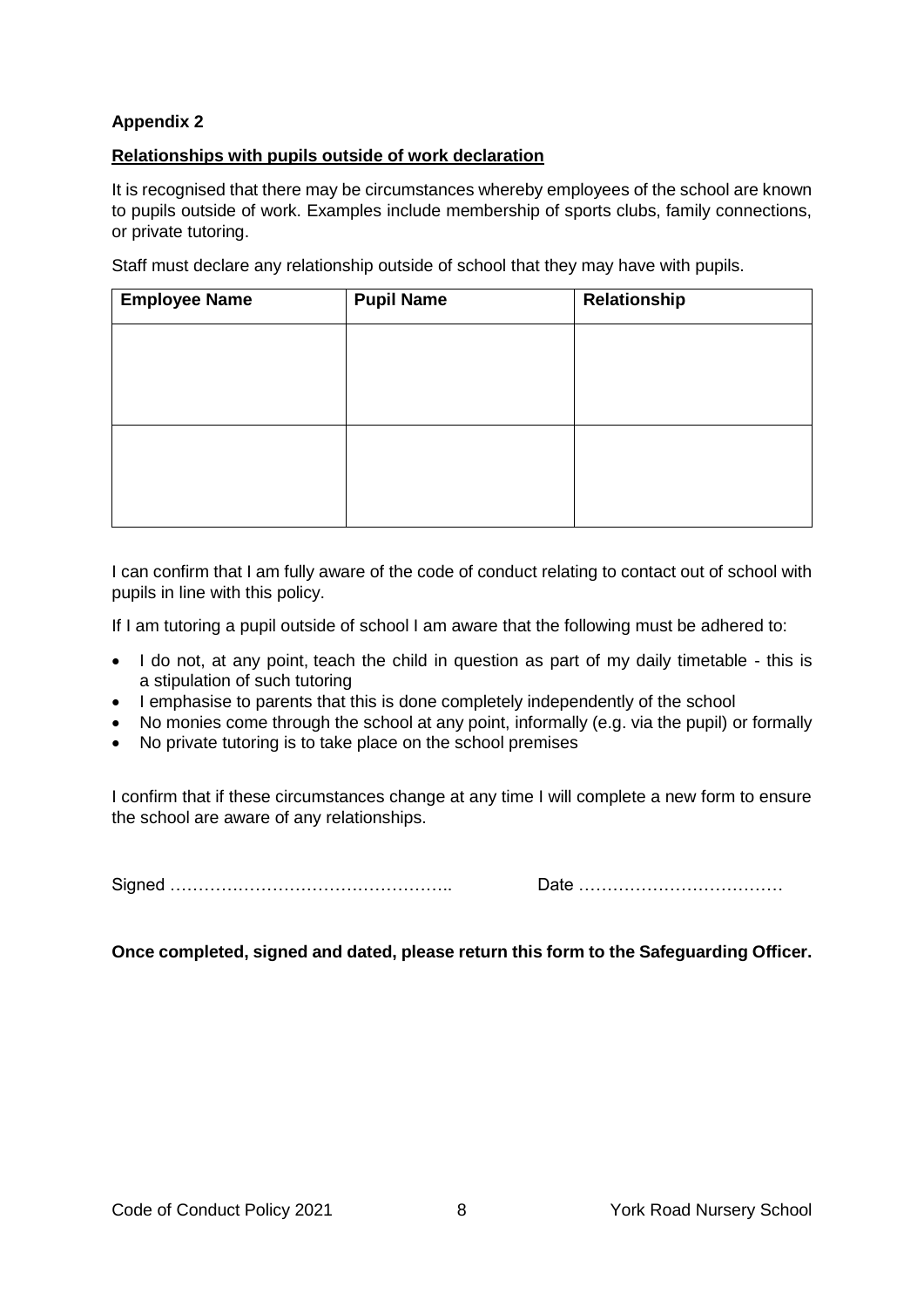**Appendix 2**

**Relationships with pupils outside of work declaration**

It is recognised that there may be circumstances whereby employees of the school are known to pupils outside of work. Examples include membership of sports clubs, family connections, or private tutoring.

Staff must declare any relationship outside of school that they may have with pupils.

| Employee Name | Pupil Name | Relationship |
|---|---|---|
| | | |
| | | |

I can confirm that I am fully aware of the code of conduct relating to contact out of school with pupils in line with this policy.

If I am tutoring a pupil outside of school I am aware that the following must be adhered to:

- I do not, at any point, teach the child in question as part of my daily timetable - this is a stipulation of such tutoring
- I emphasise to parents that this is done completely independently of the school
- No monies come through the school at any point, informally (e.g. via the pupil) or formally
- No private tutoring is to take place on the school premises

I confirm that if these circumstances change at any time I will complete a new form to ensure the school are aware of any relationships.

Signed ………………………………………….. Date ………………………………

**Once completed, signed and dated, please return this form to the Safeguarding Officer.**